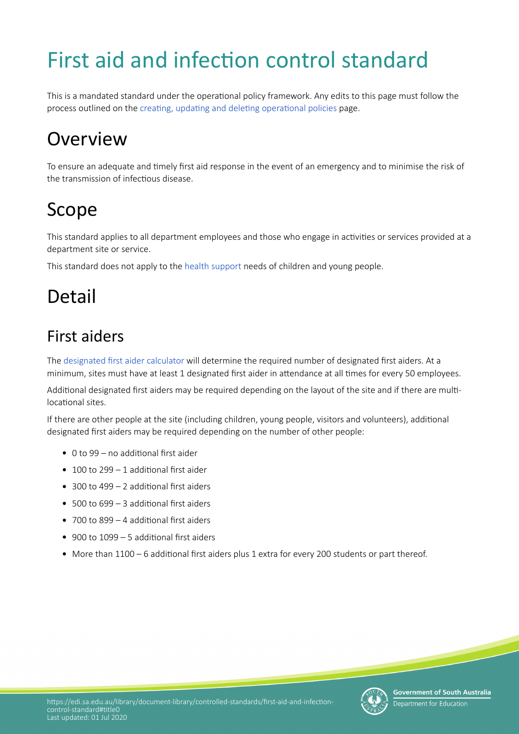# First aid and infection control standard

This is a mandated standard under the operational policy framework. Any edits to this page must follow the process outlined on the creating, updating and deleting operational policies page.

## Overview

To ensure an adequate and timely first aid response in the event of an emergency and to minimise the risk of the transmission of infectious disease.

## Scope

This standard applies to all department employees and those who engage in activities or services provided at a department site or service.

This standard does not apply to the health support needs of children and young people.

## Detail

### First aiders

The designated first aider calculator will determine the required number of designated first aiders. At a minimum, sites must have at least 1 designated first aider in attendance at all times for every 50 employees.

Additional designated first aiders may be required depending on the layout of the site and if there are multi-locational sites.

If there are other people at the site (including children, young people, visitors and volunteers), additional designated first aiders may be required depending on the number of other people:

- 0 to 99 – no additional first aider
- 100 to 299 – 1 additional first aider
- 300 to 499 – 2 additional first aiders
- 500 to 699 – 3 additional first aiders
- 700 to 899 – 4 additional first aiders
- 900 to 1099 – 5 additional first aiders
- More than 1100 – 6 additional first aiders plus 1 extra for every 200 students or part thereof.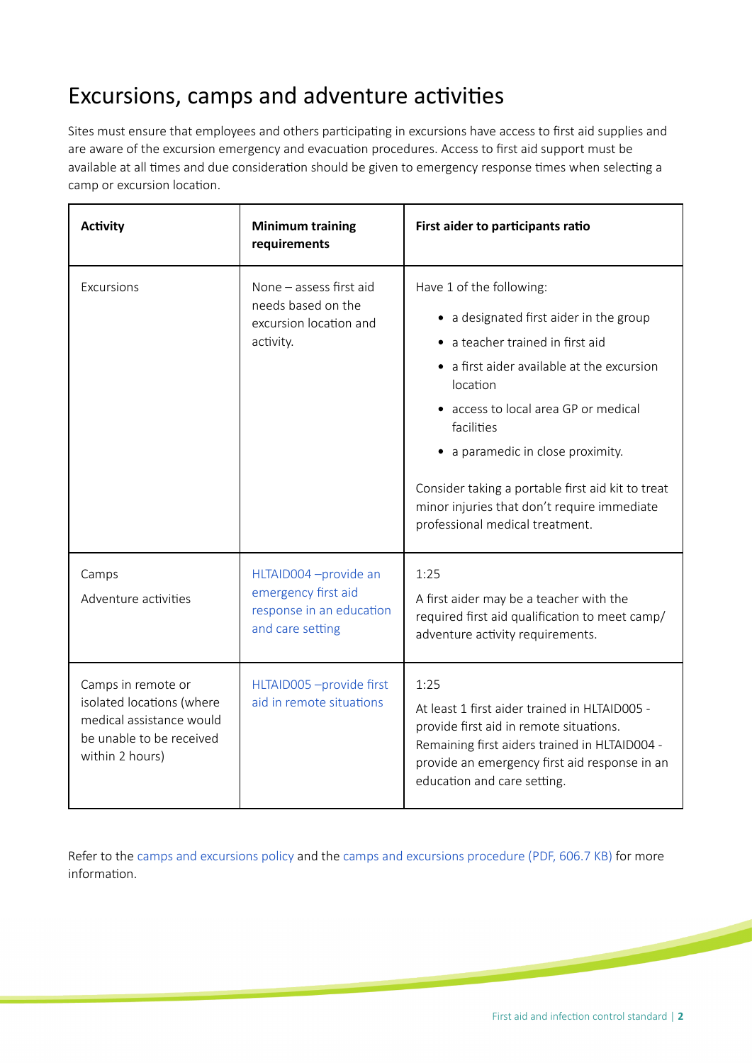# Excursions, camps and adventure activities

Sites must ensure that employees and others participating in excursions have access to first aid supplies and are aware of the excursion emergency and evacuation procedures. Access to first aid support must be available at all times and due consideration should be given to emergency response times when selecting a camp or excursion location.

| Activity | Minimum training requirements | First aider to participants ratio |
| --- | --- | --- |
| Excursions | None – assess first aid needs based on the excursion location and activity. | Have 1 of the following:<br>• a designated first aider in the group<br>• a teacher trained in first aid<br>• a first aider available at the excursion location<br>• access to local area GP or medical facilities<br>• a paramedic in close proximity.<br><br>Consider taking a portable first aid kit to treat minor injuries that don't require immediate professional medical treatment. |
| Camps<br>Adventure activities | HLTAID004 –provide an emergency first aid response in an education and care setting | 1:25<br>A first aider may be a teacher with the required first aid qualification to meet camp/ adventure activity requirements. |
| Camps in remote or isolated locations (where medical assistance would be unable to be received within 2 hours) | HLTAID005 –provide first aid in remote situations | 1:25<br>At least 1 first aider trained in HLTAID005 - provide first aid in remote situations. Remaining first aiders trained in HLTAID004 - provide an emergency first aid response in an education and care setting. |

Refer to the camps and excursions policy and the camps and excursions procedure (PDF, 606.7 KB) for more information.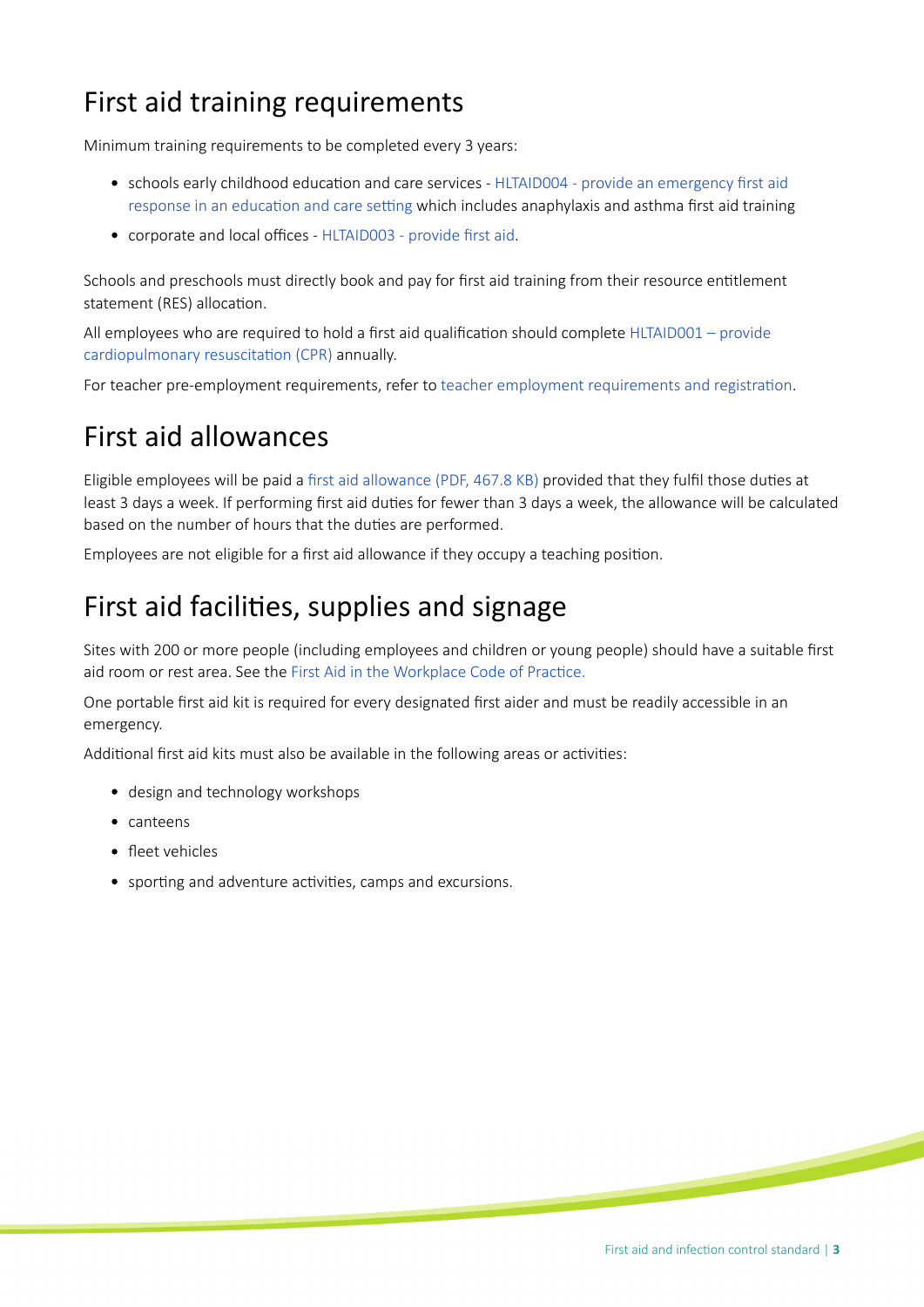## First aid training requirements

Minimum training requirements to be completed every 3 years:

- schools early childhood education and care services - HLTAID004 - provide an emergency first aid response in an education and care setting which includes anaphylaxis and asthma first aid training
- corporate and local offices - HLTAID003 - provide first aid.

Schools and preschools must directly book and pay for first aid training from their resource entitlement statement (RES) allocation.

All employees who are required to hold a first aid qualification should complete HLTAID001 – provide cardiopulmonary resuscitation (CPR) annually.

For teacher pre-employment requirements, refer to teacher employment requirements and registration.

## First aid allowances

Eligible employees will be paid a first aid allowance (PDF, 467.8 KB) provided that they fulfil those duties at least 3 days a week. If performing first aid duties for fewer than 3 days a week, the allowance will be calculated based on the number of hours that the duties are performed.

Employees are not eligible for a first aid allowance if they occupy a teaching position.

## First aid facilities, supplies and signage

Sites with 200 or more people (including employees and children or young people) should have a suitable first aid room or rest area. See the First Aid in the Workplace Code of Practice.

One portable first aid kit is required for every designated first aider and must be readily accessible in an emergency.

Additional first aid kits must also be available in the following areas or activities:

- design and technology workshops
- canteens
- fleet vehicles
- sporting and adventure activities, camps and excursions.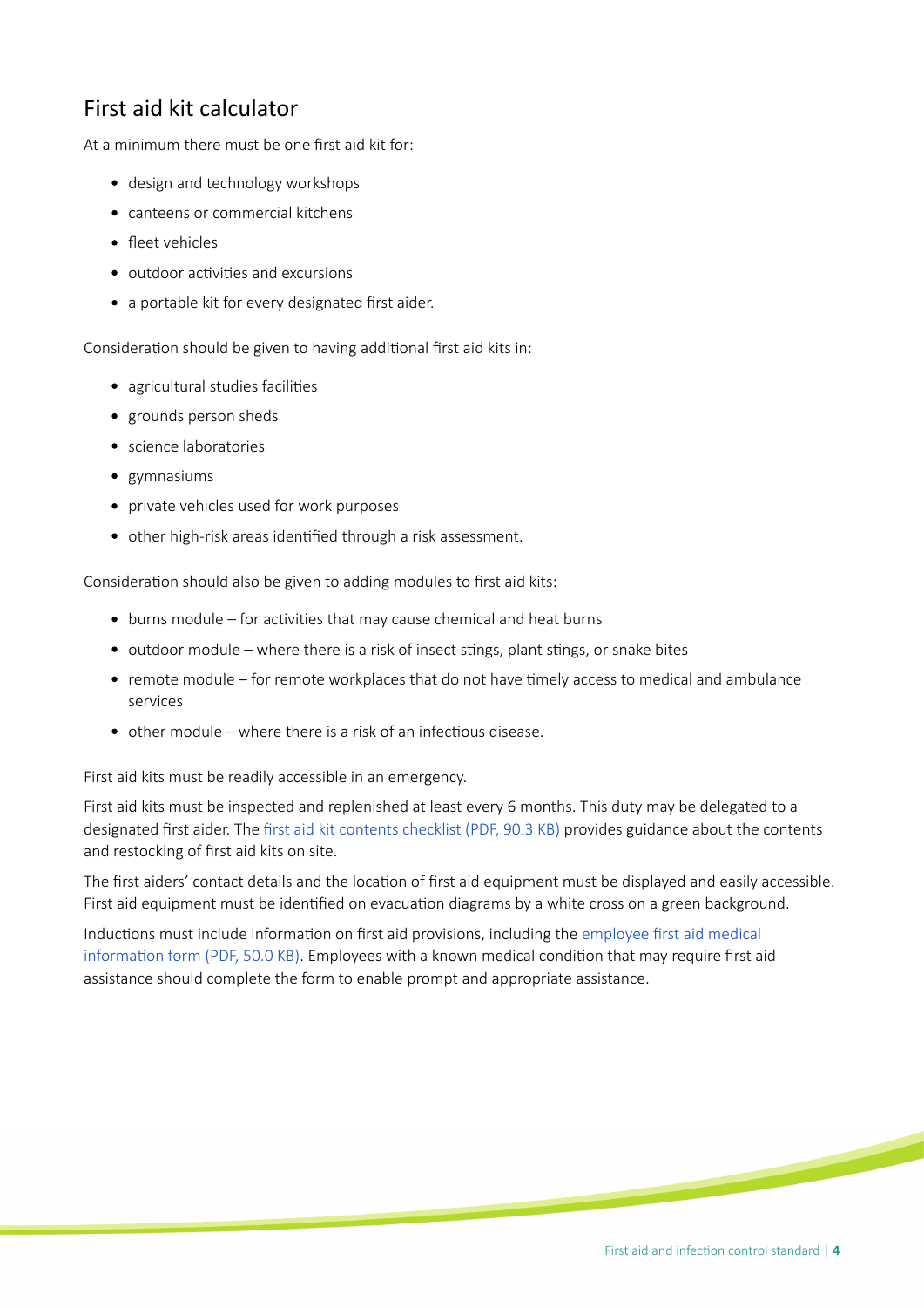## First aid kit calculator

At a minimum there must be one first aid kit for:

- design and technology workshops
- canteens or commercial kitchens
- fleet vehicles
- outdoor activities and excursions
- a portable kit for every designated first aider.

Consideration should be given to having additional first aid kits in:

- agricultural studies facilities
- grounds person sheds
- science laboratories
- gymnasiums
- private vehicles used for work purposes
- other high-risk areas identified through a risk assessment.

Consideration should also be given to adding modules to first aid kits:

- burns module – for activities that may cause chemical and heat burns
- outdoor module – where there is a risk of insect stings, plant stings, or snake bites
- remote module – for remote workplaces that do not have timely access to medical and ambulance services
- other module – where there is a risk of an infectious disease.

First aid kits must be readily accessible in an emergency.

First aid kits must be inspected and replenished at least every 6 months. This duty may be delegated to a designated first aider. The first aid kit contents checklist (PDF, 90.3 KB) provides guidance about the contents and restocking of first aid kits on site.

The first aiders' contact details and the location of first aid equipment must be displayed and easily accessible. First aid equipment must be identified on evacuation diagrams by a white cross on a green background.

Inductions must include information on first aid provisions, including the employee first aid medical information form (PDF, 50.0 KB). Employees with a known medical condition that may require first aid assistance should complete the form to enable prompt and appropriate assistance.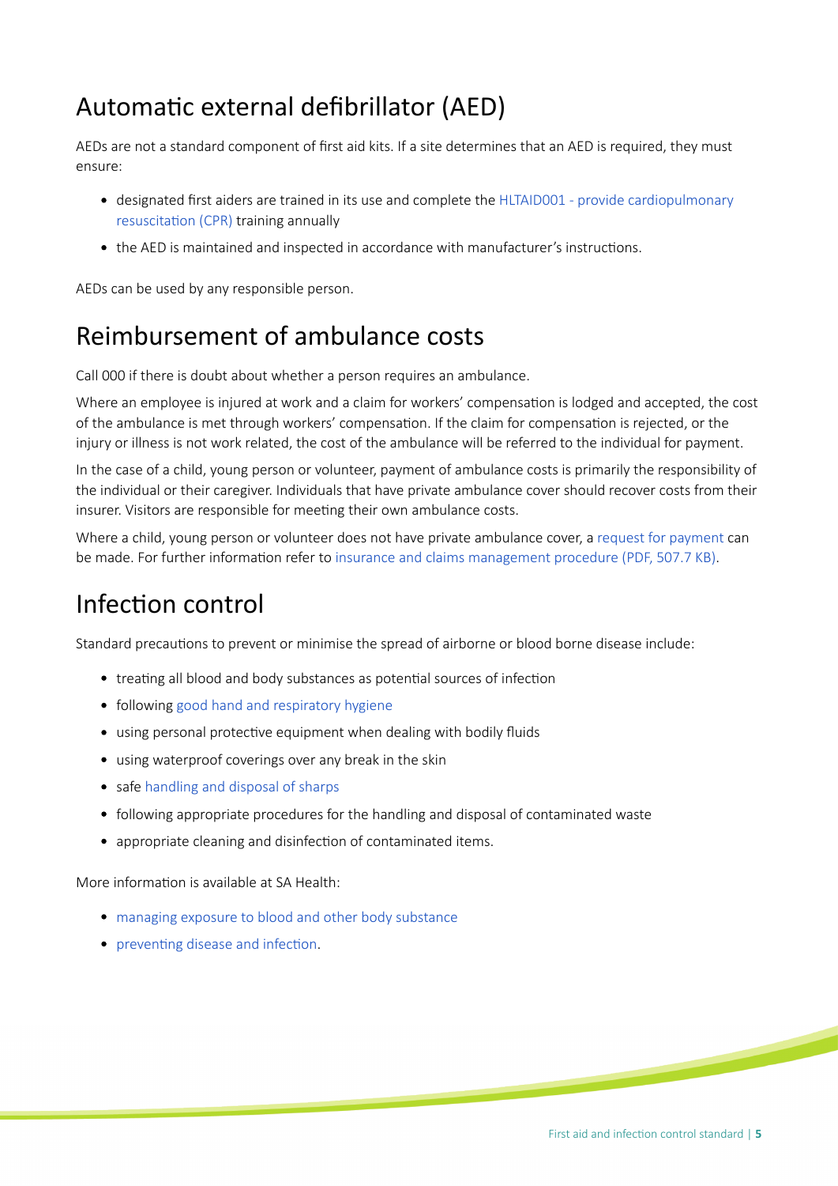## Automatic external defibrillator (AED)

AEDs are not a standard component of first aid kits. If a site determines that an AED is required, they must ensure:

- designated first aiders are trained in its use and complete the HLTAID001 - provide cardiopulmonary resuscitation (CPR) training annually
- the AED is maintained and inspected in accordance with manufacturer's instructions.

AEDs can be used by any responsible person.

## Reimbursement of ambulance costs

Call 000 if there is doubt about whether a person requires an ambulance.

Where an employee is injured at work and a claim for workers' compensation is lodged and accepted, the cost of the ambulance is met through workers' compensation. If the claim for compensation is rejected, or the injury or illness is not work related, the cost of the ambulance will be referred to the individual for payment.

In the case of a child, young person or volunteer, payment of ambulance costs is primarily the responsibility of the individual or their caregiver. Individuals that have private ambulance cover should recover costs from their insurer. Visitors are responsible for meeting their own ambulance costs.

Where a child, young person or volunteer does not have private ambulance cover, a request for payment can be made. For further information refer to insurance and claims management procedure (PDF, 507.7 KB).

## Infection control

Standard precautions to prevent or minimise the spread of airborne or blood borne disease include:

- treating all blood and body substances as potential sources of infection
- following good hand and respiratory hygiene
- using personal protective equipment when dealing with bodily fluids
- using waterproof coverings over any break in the skin
- safe handling and disposal of sharps
- following appropriate procedures for the handling and disposal of contaminated waste
- appropriate cleaning and disinfection of contaminated items.

More information is available at SA Health:

- managing exposure to blood and other body substance
- preventing disease and infection.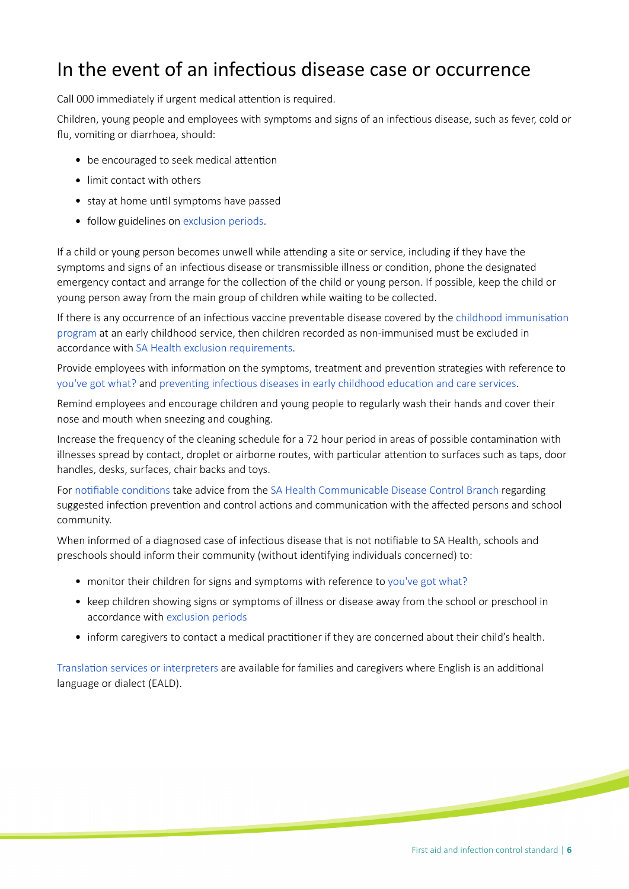# In the event of an infectious disease case or occurrence

Call 000 immediately if urgent medical attention is required.

Children, young people and employees with symptoms and signs of an infectious disease, such as fever, cold or flu, vomiting or diarrhoea, should:

- be encouraged to seek medical attention
- limit contact with others
- stay at home until symptoms have passed
- follow guidelines on exclusion periods.

If a child or young person becomes unwell while attending a site or service, including if they have the symptoms and signs of an infectious disease or transmissible illness or condition, phone the designated emergency contact and arrange for the collection of the child or young person. If possible, keep the child or young person away from the main group of children while waiting to be collected.

If there is any occurrence of an infectious vaccine preventable disease covered by the childhood immunisation program at an early childhood service, then children recorded as non-immunised must be excluded in accordance with SA Health exclusion requirements.

Provide employees with information on the symptoms, treatment and prevention strategies with reference to you've got what? and preventing infectious diseases in early childhood education and care services.

Remind employees and encourage children and young people to regularly wash their hands and cover their nose and mouth when sneezing and coughing.

Increase the frequency of the cleaning schedule for a 72 hour period in areas of possible contamination with illnesses spread by contact, droplet or airborne routes, with particular attention to surfaces such as taps, door handles, desks, surfaces, chair backs and toys.

For notifiable conditions take advice from the SA Health Communicable Disease Control Branch regarding suggested infection prevention and control actions and communication with the affected persons and school community.

When informed of a diagnosed case of infectious disease that is not notifiable to SA Health, schools and preschools should inform their community (without identifying individuals concerned) to:

- monitor their children for signs and symptoms with reference to you've got what?
- keep children showing signs or symptoms of illness or disease away from the school or preschool in accordance with exclusion periods
- inform caregivers to contact a medical practitioner if they are concerned about their child's health.

Translation services or interpreters are available for families and caregivers where English is an additional language or dialect (EALD).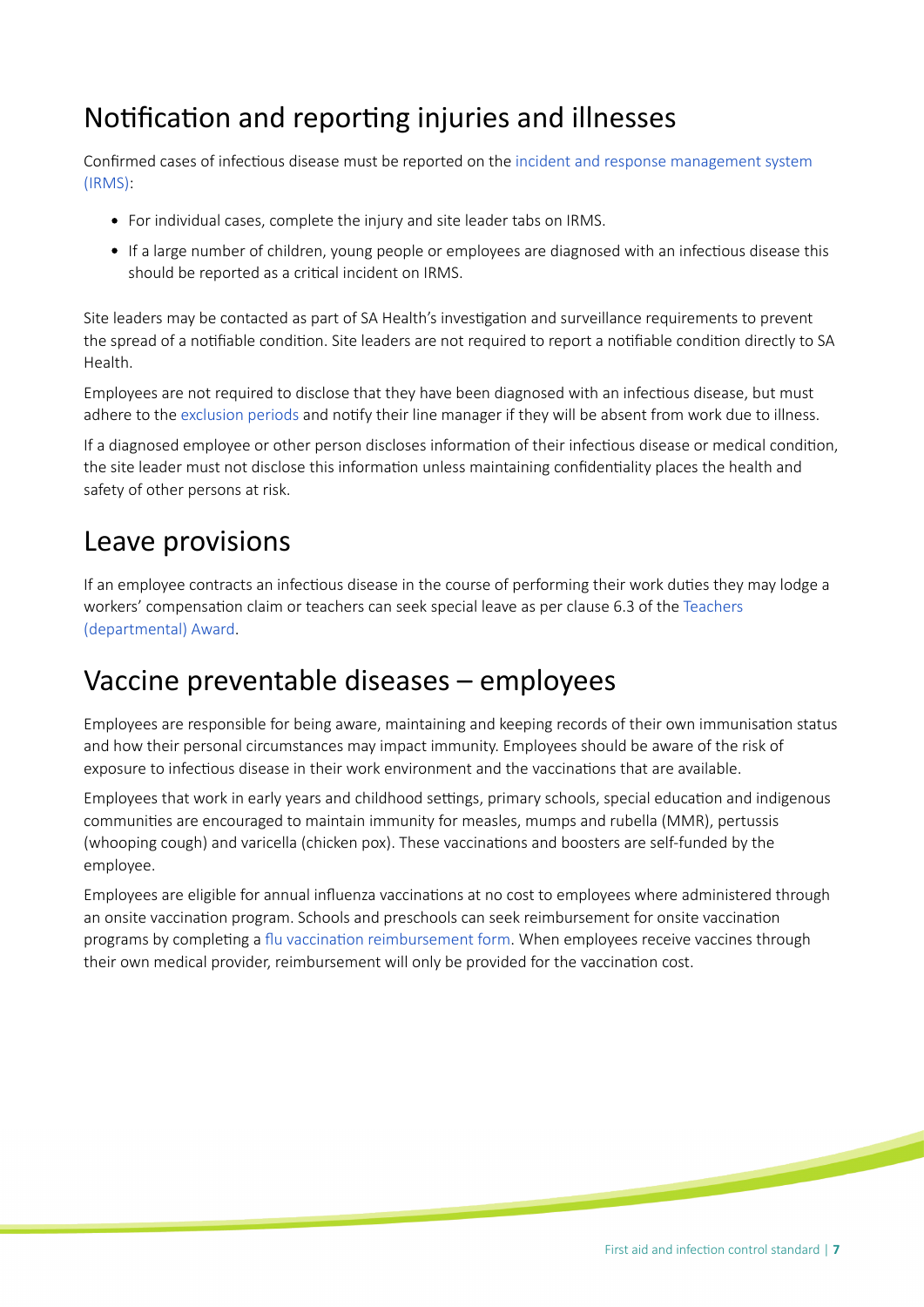## Notification and reporting injuries and illnesses

Confirmed cases of infectious disease must be reported on the incident and response management system (IRMS):

- For individual cases, complete the injury and site leader tabs on IRMS.
- If a large number of children, young people or employees are diagnosed with an infectious disease this should be reported as a critical incident on IRMS.

Site leaders may be contacted as part of SA Health's investigation and surveillance requirements to prevent the spread of a notifiable condition. Site leaders are not required to report a notifiable condition directly to SA Health.

Employees are not required to disclose that they have been diagnosed with an infectious disease, but must adhere to the exclusion periods and notify their line manager if they will be absent from work due to illness.

If a diagnosed employee or other person discloses information of their infectious disease or medical condition, the site leader must not disclose this information unless maintaining confidentiality places the health and safety of other persons at risk.

## Leave provisions

If an employee contracts an infectious disease in the course of performing their work duties they may lodge a workers' compensation claim or teachers can seek special leave as per clause 6.3 of the Teachers (departmental) Award.

## Vaccine preventable diseases – employees

Employees are responsible for being aware, maintaining and keeping records of their own immunisation status and how their personal circumstances may impact immunity. Employees should be aware of the risk of exposure to infectious disease in their work environment and the vaccinations that are available.

Employees that work in early years and childhood settings, primary schools, special education and indigenous communities are encouraged to maintain immunity for measles, mumps and rubella (MMR), pertussis (whooping cough) and varicella (chicken pox). These vaccinations and boosters are self-funded by the employee.

Employees are eligible for annual influenza vaccinations at no cost to employees where administered through an onsite vaccination program. Schools and preschools can seek reimbursement for onsite vaccination programs by completing a flu vaccination reimbursement form. When employees receive vaccines through their own medical provider, reimbursement will only be provided for the vaccination cost.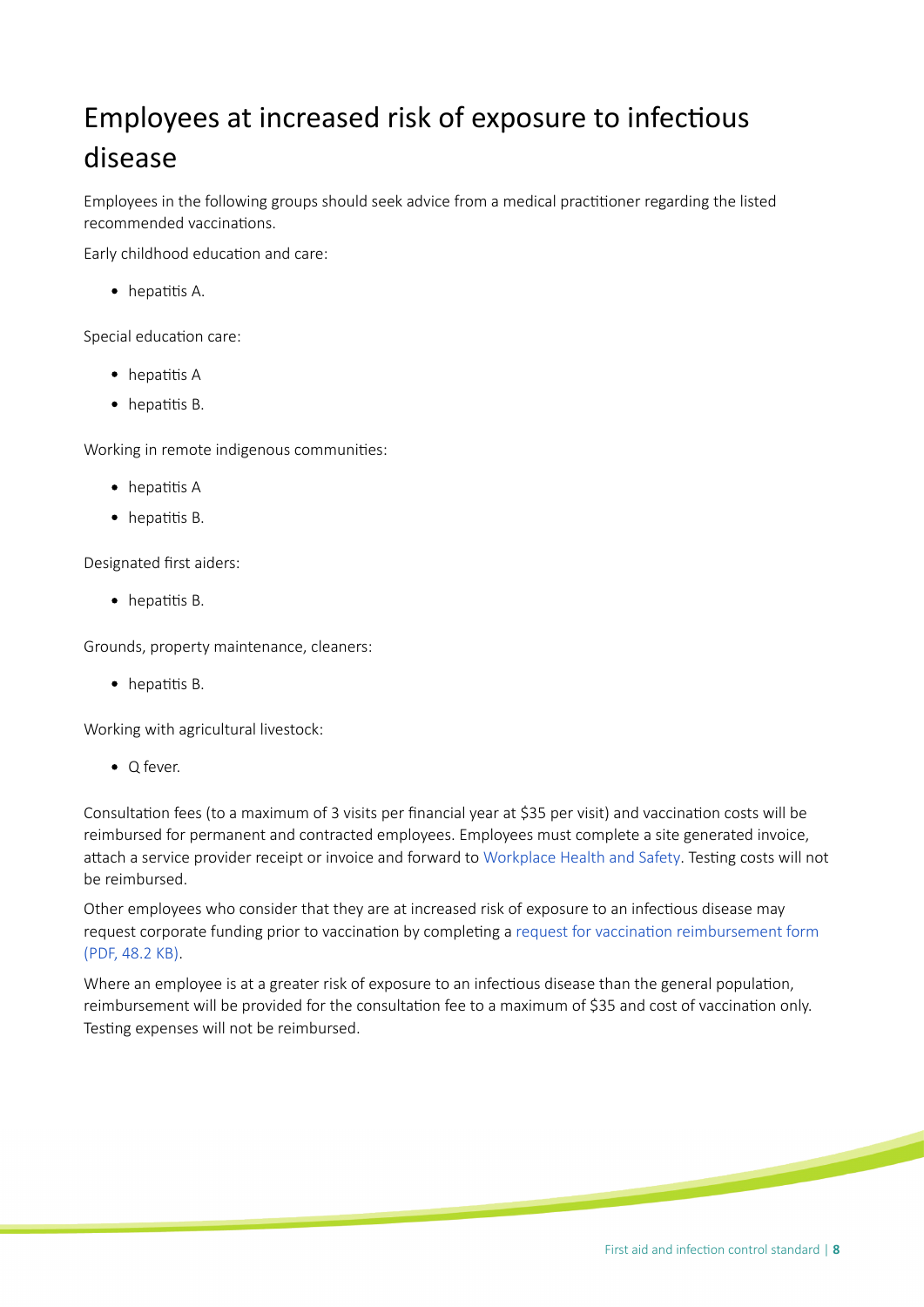# Employees at increased risk of exposure to infectious disease

Employees in the following groups should seek advice from a medical practitioner regarding the listed recommended vaccinations.

Early childhood education and care:

- hepatitis A.

Special education care:

- hepatitis A
- hepatitis B.

Working in remote indigenous communities:

- hepatitis A
- hepatitis B.

Designated first aiders:

- hepatitis B.

Grounds, property maintenance, cleaners:

- hepatitis B.

Working with agricultural livestock:

- Q fever.

Consultation fees (to a maximum of 3 visits per financial year at $35 per visit) and vaccination costs will be reimbursed for permanent and contracted employees. Employees must complete a site generated invoice, attach a service provider receipt or invoice and forward to Workplace Health and Safety. Testing costs will not be reimbursed.

Other employees who consider that they are at increased risk of exposure to an infectious disease may request corporate funding prior to vaccination by completing a request for vaccination reimbursement form (PDF, 48.2 KB).

Where an employee is at a greater risk of exposure to an infectious disease than the general population, reimbursement will be provided for the consultation fee to a maximum of $35 and cost of vaccination only. Testing expenses will not be reimbursed.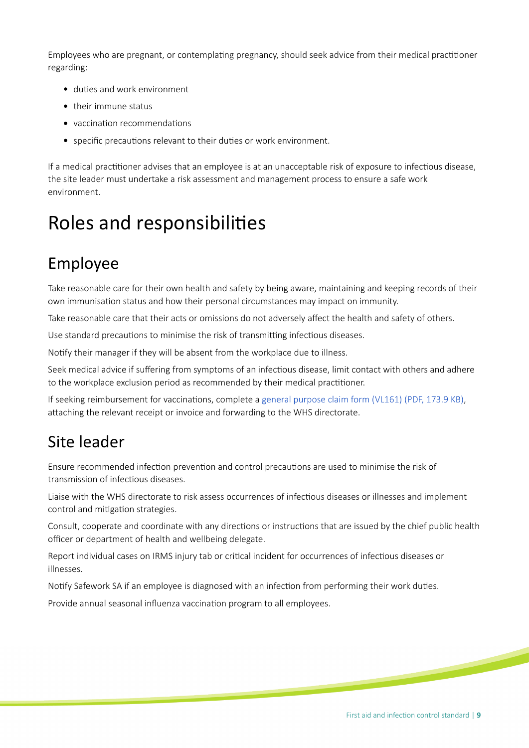Employees who are pregnant, or contemplating pregnancy, should seek advice from their medical practitioner regarding:

- duties and work environment
- their immune status
- vaccination recommendations
- specific precautions relevant to their duties or work environment.

If a medical practitioner advises that an employee is at an unacceptable risk of exposure to infectious disease, the site leader must undertake a risk assessment and management process to ensure a safe work environment.

# Roles and responsibilities

## Employee

Take reasonable care for their own health and safety by being aware, maintaining and keeping records of their own immunisation status and how their personal circumstances may impact on immunity.

Take reasonable care that their acts or omissions do not adversely affect the health and safety of others.

Use standard precautions to minimise the risk of transmitting infectious diseases.

Notify their manager if they will be absent from the workplace due to illness.

Seek medical advice if suffering from symptoms of an infectious disease, limit contact with others and adhere to the workplace exclusion period as recommended by their medical practitioner.

If seeking reimbursement for vaccinations, complete a general purpose claim form (VL161) (PDF, 173.9 KB), attaching the relevant receipt or invoice and forwarding to the WHS directorate.

## Site leader

Ensure recommended infection prevention and control precautions are used to minimise the risk of transmission of infectious diseases.

Liaise with the WHS directorate to risk assess occurrences of infectious diseases or illnesses and implement control and mitigation strategies.

Consult, cooperate and coordinate with any directions or instructions that are issued by the chief public health officer or department of health and wellbeing delegate.

Report individual cases on IRMS injury tab or critical incident for occurrences of infectious diseases or illnesses.

Notify Safework SA if an employee is diagnosed with an infection from performing their work duties.

Provide annual seasonal influenza vaccination program to all employees.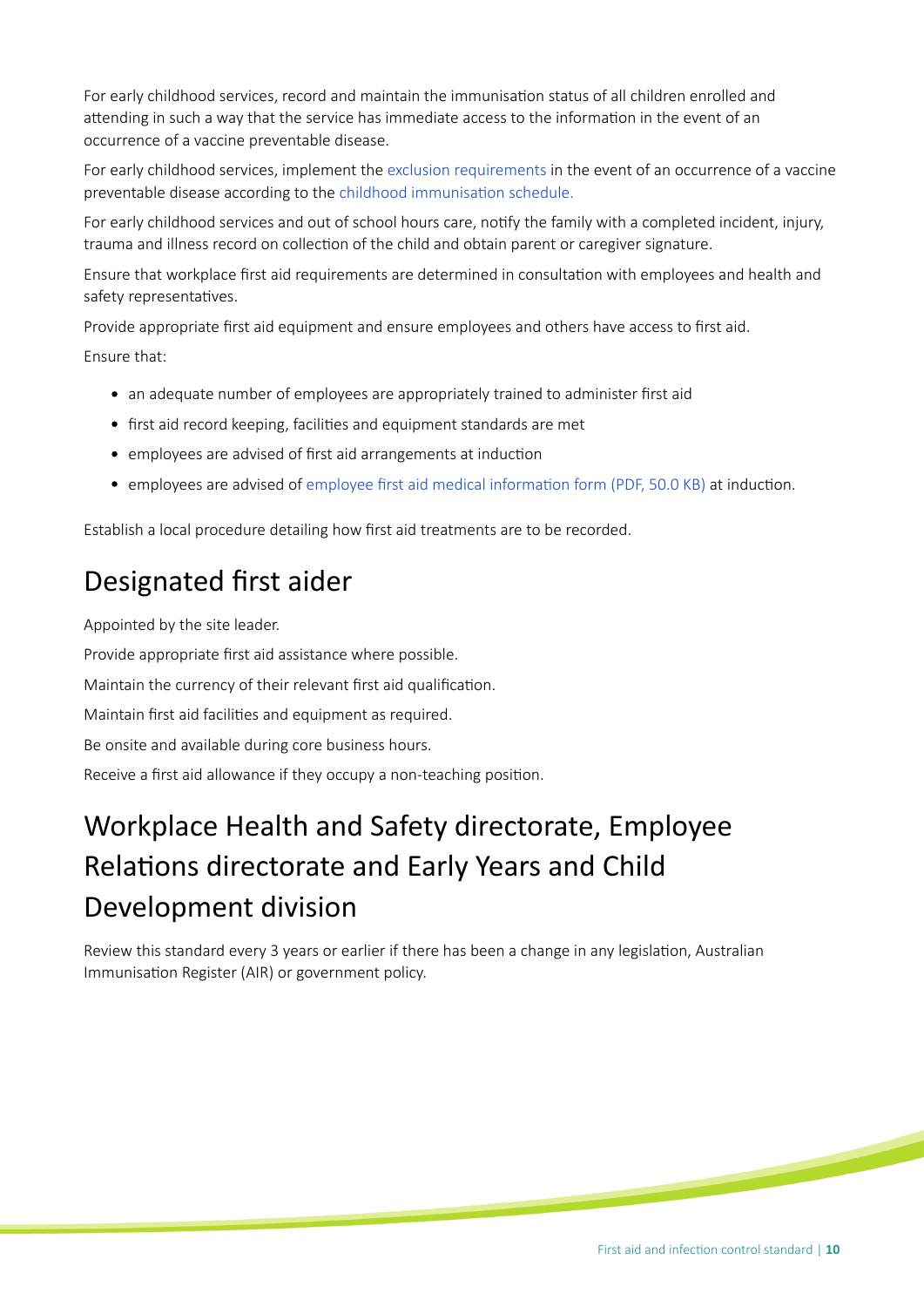For early childhood services, record and maintain the immunisation status of all children enrolled and attending in such a way that the service has immediate access to the information in the event of an occurrence of a vaccine preventable disease.

For early childhood services, implement the exclusion requirements in the event of an occurrence of a vaccine preventable disease according to the childhood immunisation schedule.

For early childhood services and out of school hours care, notify the family with a completed incident, injury, trauma and illness record on collection of the child and obtain parent or caregiver signature.

Ensure that workplace first aid requirements are determined in consultation with employees and health and safety representatives.

Provide appropriate first aid equipment and ensure employees and others have access to first aid.

Ensure that:

- an adequate number of employees are appropriately trained to administer first aid
- first aid record keeping, facilities and equipment standards are met
- employees are advised of first aid arrangements at induction
- employees are advised of employee first aid medical information form (PDF, 50.0 KB) at induction.

Establish a local procedure detailing how first aid treatments are to be recorded.

## Designated first aider

Appointed by the site leader.

Provide appropriate first aid assistance where possible.

Maintain the currency of their relevant first aid qualification.

Maintain first aid facilities and equipment as required.

Be onsite and available during core business hours.

Receive a first aid allowance if they occupy a non-teaching position.

## Workplace Health and Safety directorate, Employee Relations directorate and Early Years and Child Development division

Review this standard every 3 years or earlier if there has been a change in any legislation, Australian Immunisation Register (AIR) or government policy.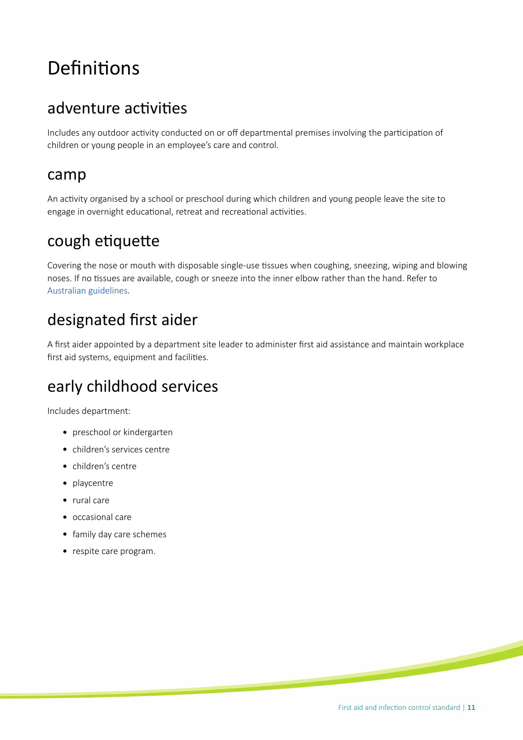# Definitions

## adventure activities

Includes any outdoor activity conducted on or off departmental premises involving the participation of children or young people in an employee's care and control.

## camp

An activity organised by a school or preschool during which children and young people leave the site to engage in overnight educational, retreat and recreational activities.

## cough etiquette

Covering the nose or mouth with disposable single-use tissues when coughing, sneezing, wiping and blowing noses. If no tissues are available, cough or sneeze into the inner elbow rather than the hand. Refer to Australian guidelines.

## designated first aider

A first aider appointed by a department site leader to administer first aid assistance and maintain workplace first aid systems, equipment and facilities.

## early childhood services

Includes department:

- preschool or kindergarten
- children's services centre
- children's centre
- playcentre
- rural care
- occasional care
- family day care schemes
- respite care program.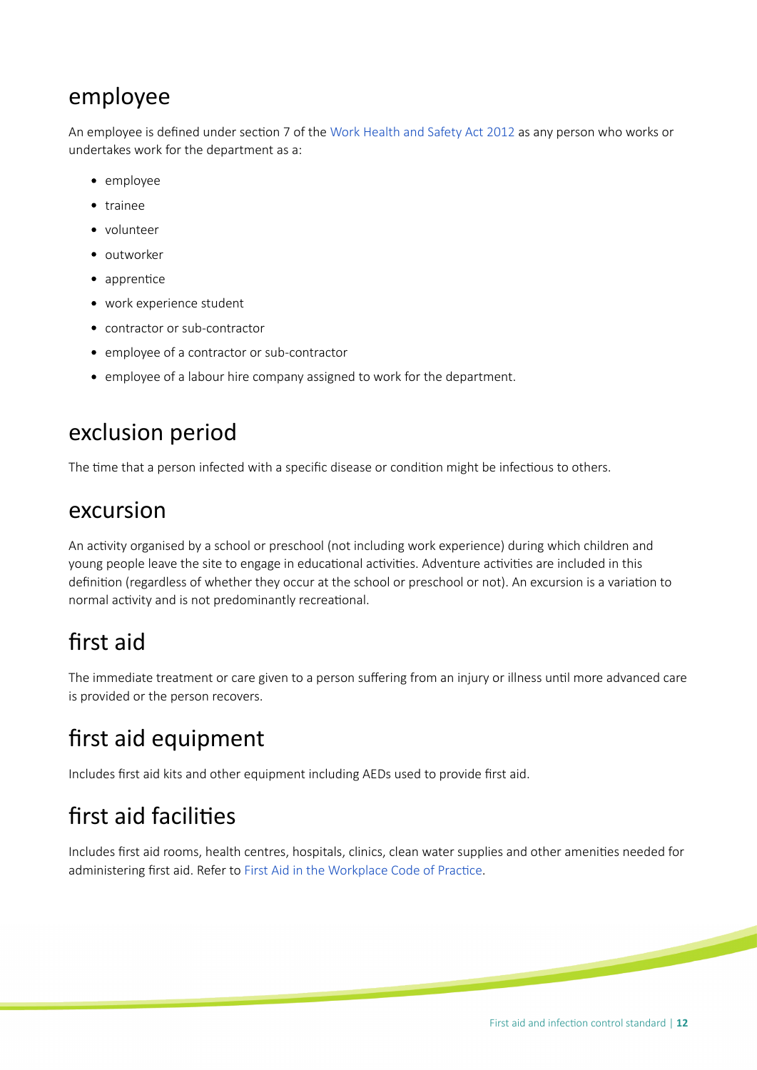## employee

An employee is defined under section 7 of the Work Health and Safety Act 2012 as any person who works or undertakes work for the department as a:

- employee
- trainee
- volunteer
- outworker
- apprentice
- work experience student
- contractor or sub-contractor
- employee of a contractor or sub-contractor
- employee of a labour hire company assigned to work for the department.

## exclusion period

The time that a person infected with a specific disease or condition might be infectious to others.

## excursion

An activity organised by a school or preschool (not including work experience) during which children and young people leave the site to engage in educational activities. Adventure activities are included in this definition (regardless of whether they occur at the school or preschool or not). An excursion is a variation to normal activity and is not predominantly recreational.

## first aid

The immediate treatment or care given to a person suffering from an injury or illness until more advanced care is provided or the person recovers.

## first aid equipment

Includes first aid kits and other equipment including AEDs used to provide first aid.

## first aid facilities

Includes first aid rooms, health centres, hospitals, clinics, clean water supplies and other amenities needed for administering first aid. Refer to First Aid in the Workplace Code of Practice.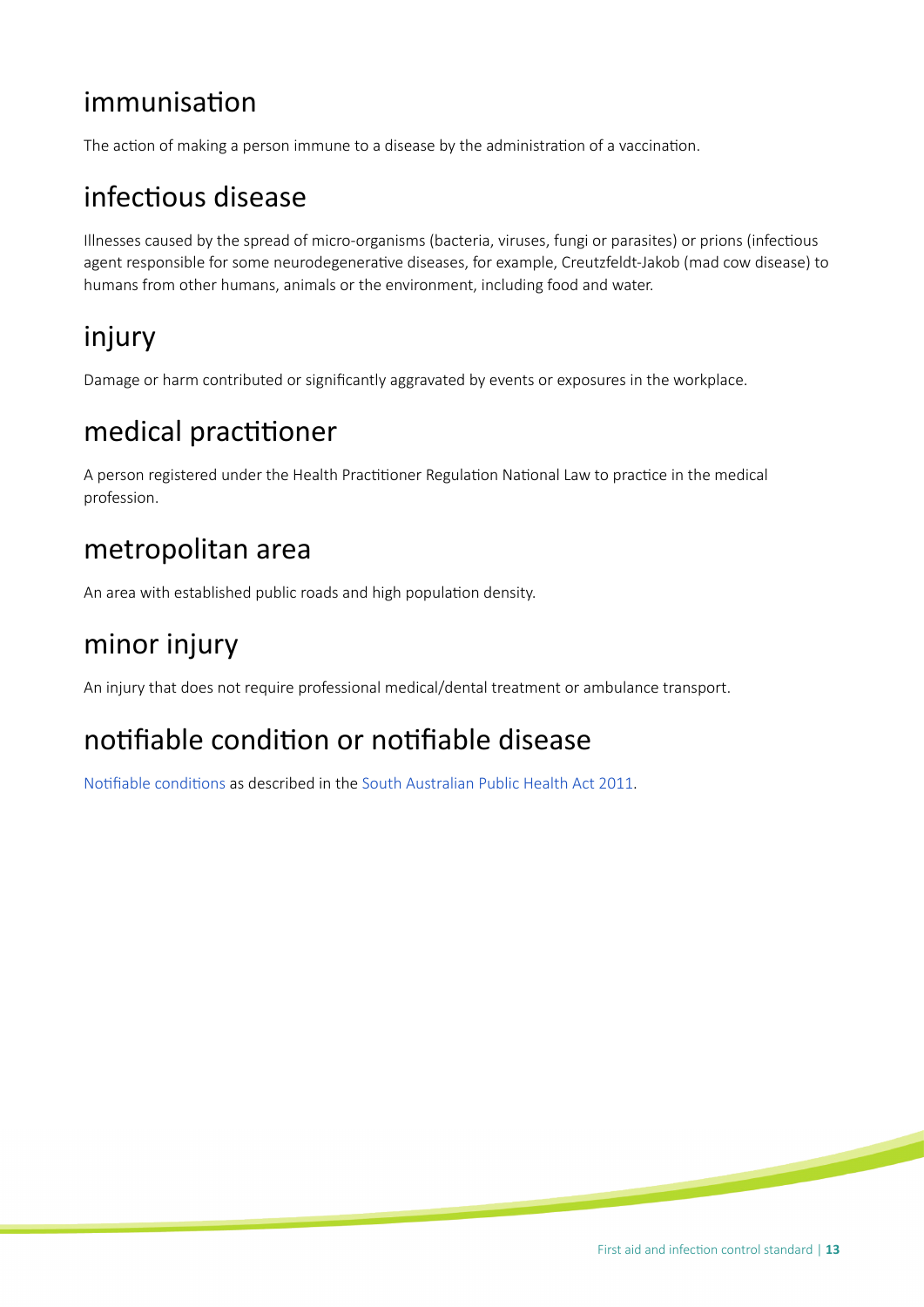## immunisation

The action of making a person immune to a disease by the administration of a vaccination.

## infectious disease

Illnesses caused by the spread of micro-organisms (bacteria, viruses, fungi or parasites) or prions (infectious agent responsible for some neurodegenerative diseases, for example, Creutzfeldt-Jakob (mad cow disease) to humans from other humans, animals or the environment, including food and water.

## injury

Damage or harm contributed or significantly aggravated by events or exposures in the workplace.

## medical practitioner

A person registered under the Health Practitioner Regulation National Law to practice in the medical profession.

## metropolitan area

An area with established public roads and high population density.

## minor injury

An injury that does not require professional medical/dental treatment or ambulance transport.

## notifiable condition or notifiable disease

Notifiable conditions as described in the South Australian Public Health Act 2011.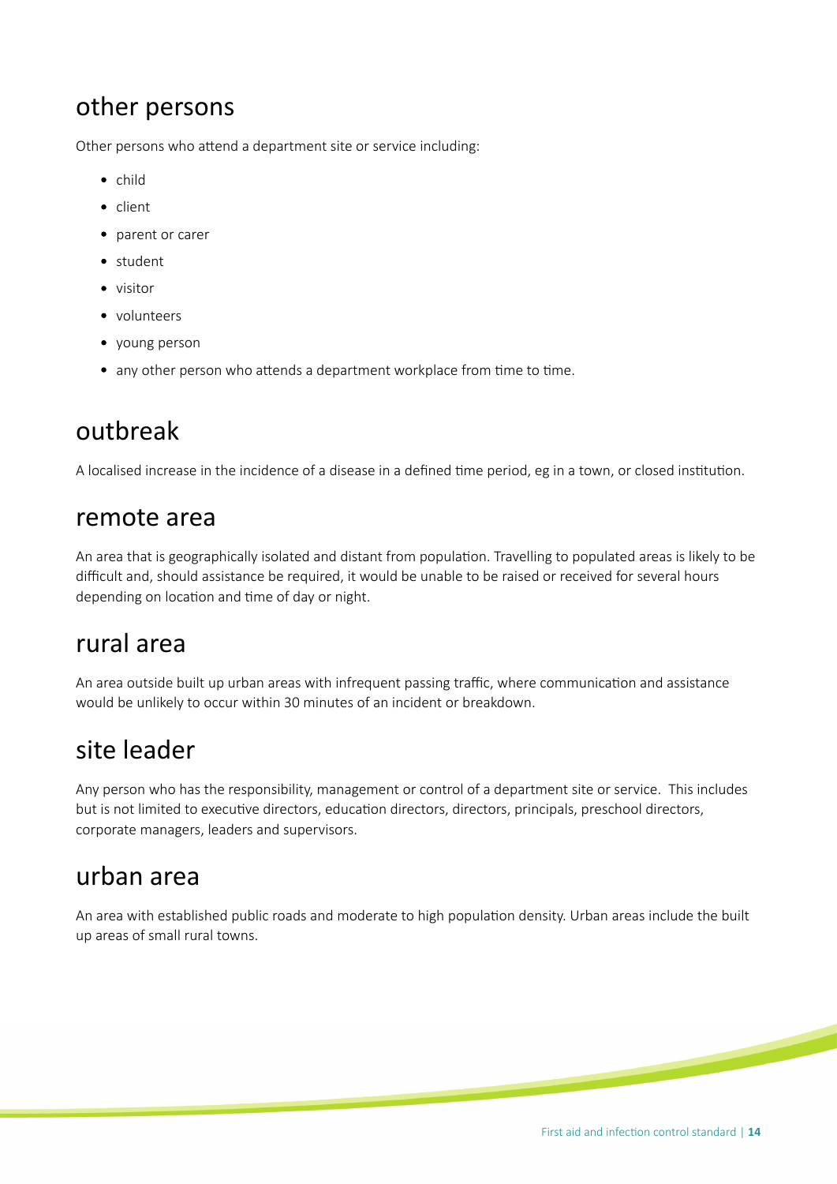## other persons

Other persons who attend a department site or service including:

- child
- client
- parent or carer
- student
- visitor
- volunteers
- young person
- any other person who attends a department workplace from time to time.

## outbreak

A localised increase in the incidence of a disease in a defined time period, eg in a town, or closed institution.

## remote area

An area that is geographically isolated and distant from population. Travelling to populated areas is likely to be difficult and, should assistance be required, it would be unable to be raised or received for several hours depending on location and time of day or night.

## rural area

An area outside built up urban areas with infrequent passing traffic, where communication and assistance would be unlikely to occur within 30 minutes of an incident or breakdown.

## site leader

Any person who has the responsibility, management or control of a department site or service. This includes but is not limited to executive directors, education directors, directors, principals, preschool directors, corporate managers, leaders and supervisors.

## urban area

An area with established public roads and moderate to high population density. Urban areas include the built up areas of small rural towns.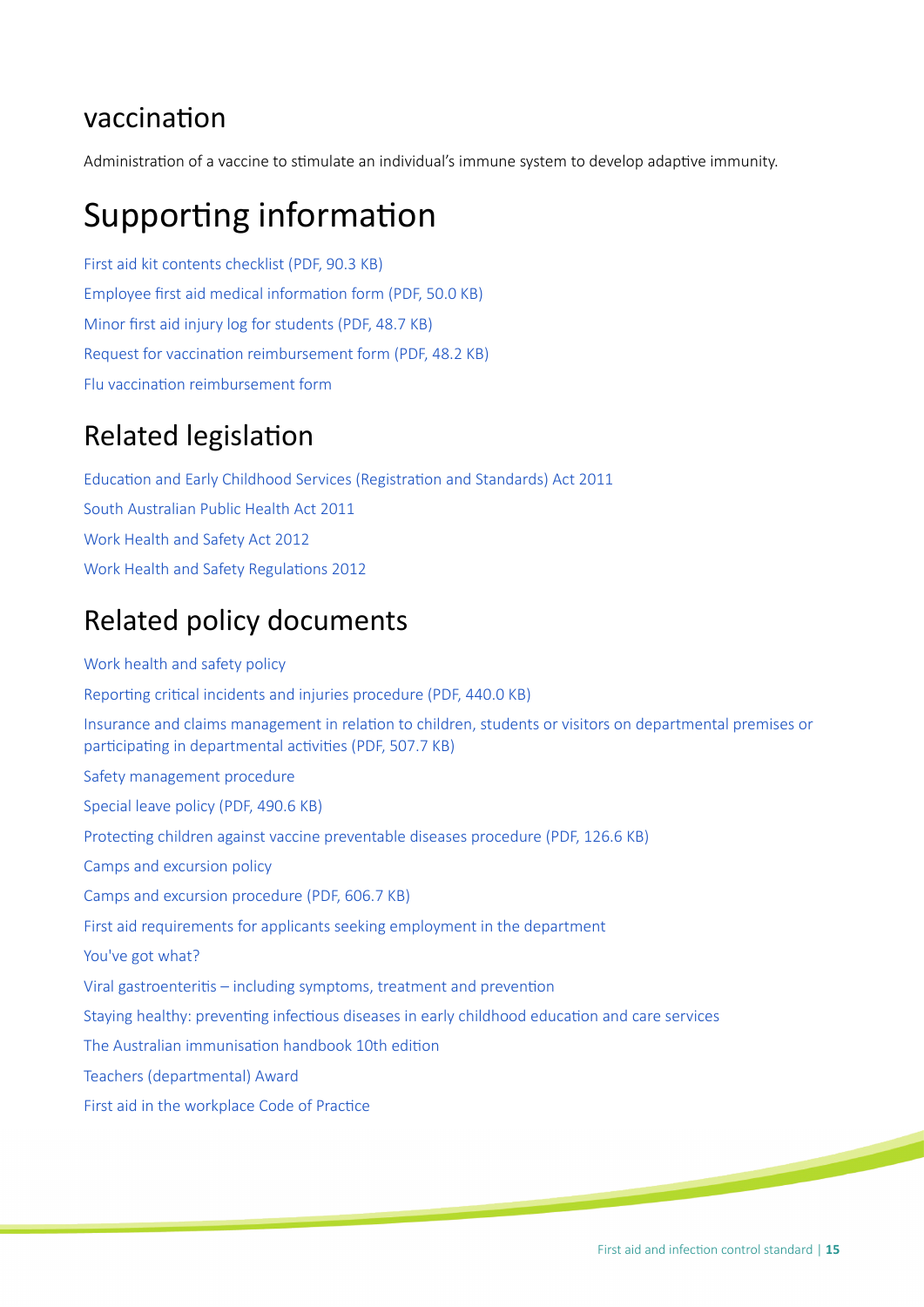### vaccination

Administration of a vaccine to stimulate an individual's immune system to develop adaptive immunity.

## Supporting information

First aid kit contents checklist (PDF, 90.3 KB)

Employee first aid medical information form (PDF, 50.0 KB)

Minor first aid injury log for students (PDF, 48.7 KB)

Request for vaccination reimbursement form (PDF, 48.2 KB)

Flu vaccination reimbursement form

### Related legislation

Education and Early Childhood Services (Registration and Standards) Act 2011

South Australian Public Health Act 2011

Work Health and Safety Act 2012

Work Health and Safety Regulations 2012

### Related policy documents

Work health and safety policy

Reporting critical incidents and injuries procedure (PDF, 440.0 KB)

Insurance and claims management in relation to children, students or visitors on departmental premises or participating in departmental activities (PDF, 507.7 KB)

Safety management procedure

Special leave policy (PDF, 490.6 KB)

Protecting children against vaccine preventable diseases procedure (PDF, 126.6 KB)

Camps and excursion policy

Camps and excursion procedure (PDF, 606.7 KB)

First aid requirements for applicants seeking employment in the department

You've got what?

Viral gastroenteritis – including symptoms, treatment and prevention

Staying healthy: preventing infectious diseases in early childhood education and care services

The Australian immunisation handbook 10th edition

Teachers (departmental) Award

First aid in the workplace Code of Practice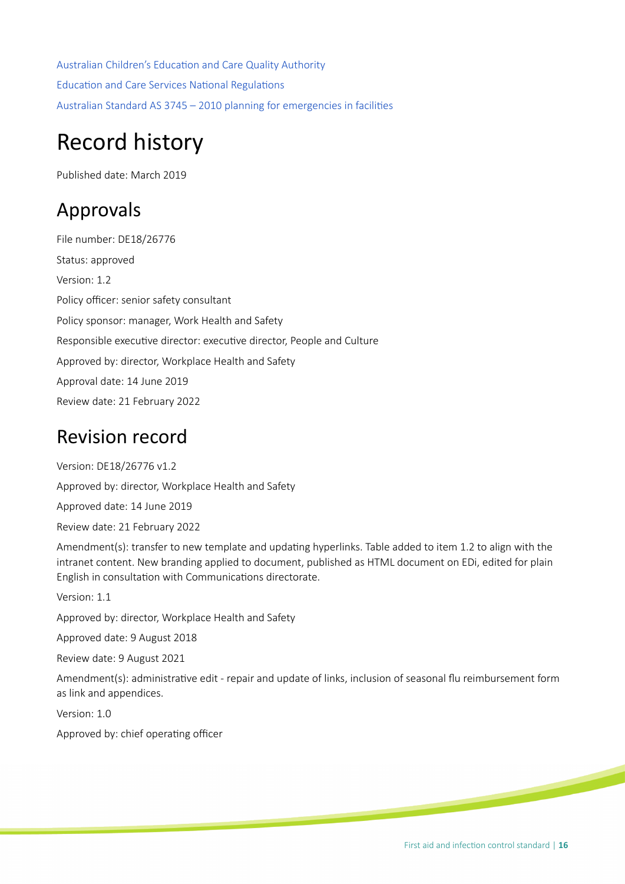Australian Children's Education and Care Quality Authority

Education and Care Services National Regulations

Australian Standard AS 3745 – 2010 planning for emergencies in facilities

# Record history

Published date: March 2019

## Approvals

File number: DE18/26776

Status: approved

Version: 1.2

Policy officer: senior safety consultant

Policy sponsor: manager, Work Health and Safety

Responsible executive director: executive director, People and Culture

Approved by: director, Workplace Health and Safety

Approval date: 14 June 2019

Review date: 21 February 2022

## Revision record

Version: DE18/26776 v1.2

Approved by: director, Workplace Health and Safety

Approved date: 14 June 2019

Review date: 21 February 2022

Amendment(s): transfer to new template and updating hyperlinks. Table added to item 1.2 to align with the intranet content. New branding applied to document, published as HTML document on EDi, edited for plain English in consultation with Communications directorate.

Version: 1.1

Approved by: director, Workplace Health and Safety

Approved date: 9 August 2018

Review date: 9 August 2021

Amendment(s): administrative edit - repair and update of links, inclusion of seasonal flu reimbursement form as link and appendices.

Version: 1.0

Approved by: chief operating officer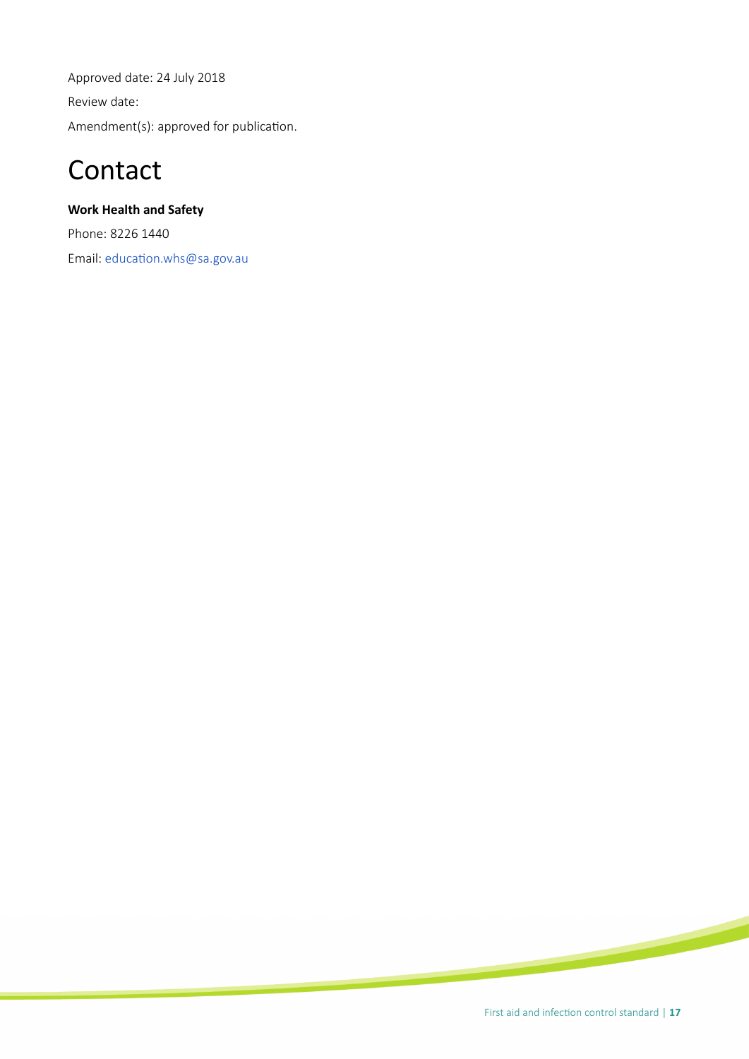Approved date: 24 July 2018

Review date:

Amendment(s): approved for publication.

# Contact

**Work Health and Safety**

Phone: 8226 1440

Email: education.whs@sa.gov.au